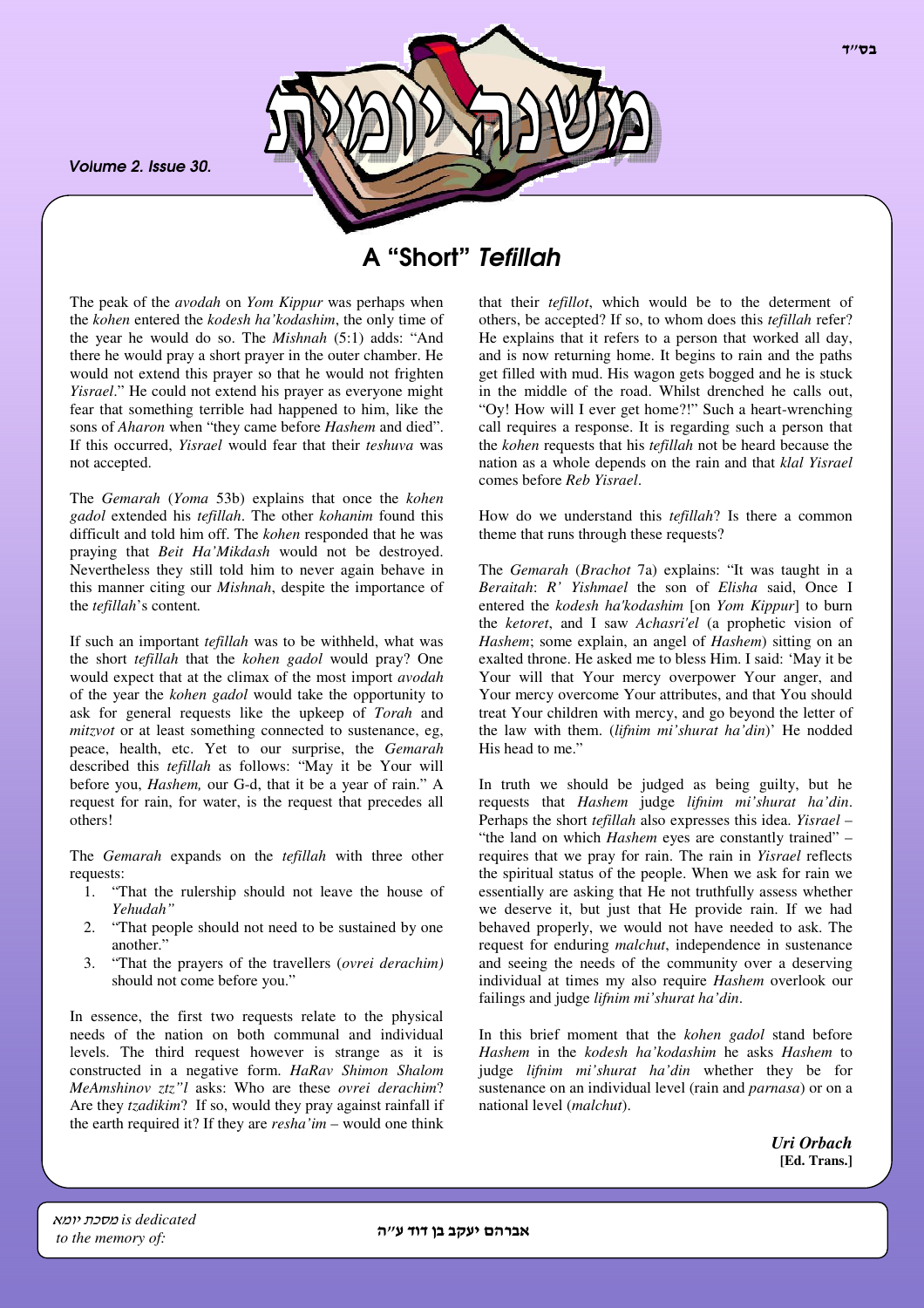בס"ד

# משנה יומית

*Volume 2. Issue 30.*

## A "Short" *Tefillah*

The peak of the *avodah* on *Yom Kippur* was perhaps when the *kohen* entered the *kodesh ha'kodashim*, the only time of the year he would do so. The *Mishnah* (5:1) adds: "And there he would pray a short prayer in the outer chamber. He would not extend this prayer so that he would not frighten *Yisrael*." He could not extend his prayer as everyone might fear that something terrible had happened to him, like the sons of *Aharon* when "they came before *Hashem* and died". If this occurred, *Yisrael* would fear that their *teshuva* was not accepted.

The *Gemarah* (*Yoma* 53b) explains that once the *kohen gadol* extended his *tefillah*. The other *kohanim* found this difficult and told him off. The *kohen* responded that he was praying that *Beit Ha'Mikdash* would not be destroyed. Nevertheless they still told him to never again behave in this manner citing our *Mishnah*, despite the importance of the *tefillah*'s content.

If such an important *tefillah* was to be withheld, what was the short *tefillah* that the *kohen gadol* would pray? One would expect that at the climax of the most import *avodah* of the year the *kohen gadol* would take the opportunity to ask for general requests like the upkeep of *Torah* and *mitzvot* or at least something connected to sustenance, eg, peace, health, etc. Yet to our surprise, the *Gemarah* described this *tefillah* as follows: "May it be Your will before you, *Hashem,* our G-d, that it be a year of rain." A request for rain, for water, is the request that precedes all others!

The *Gemarah* expands on the *tefillah* with three other requests:

1. "That the rulership should not leave the house of *Yehudah"*
2. "That people should not need to be sustained by one another."
3. "That the prayers of the travellers (*ovrei derachim)* should not come before you."

In essence, the first two requests relate to the physical needs of the nation on both communal and individual levels. The third request however is strange as it is constructed in a negative form. *HaRav Shimon Shalom MeAmshinov ztz"l* asks: Who are these *ovrei derachim*? Are they *tzadikim*? If so, would they pray against rainfall if the earth required it? If they are *resha'im* – would one think that their *tefillot*, which would be to the determent of others, be accepted? If so, to whom does this *tefillah* refer? He explains that it refers to a person that worked all day, and is now returning home. It begins to rain and the paths get filled with mud. His wagon gets bogged and he is stuck in the middle of the road. Whilst drenched he calls out, "Oy! How will I ever get home?!" Such a heart-wrenching call requires a response. It is regarding such a person that the *kohen* requests that his *tefillah* not be heard because the nation as a whole depends on the rain and that *klal Yisrael* comes before *Reb Yisrael*.

How do we understand this *tefillah*? Is there a common theme that runs through these requests?

The *Gemarah* (*Brachot* 7a) explains: "It was taught in a *Beraitah*: *R' Yishmael* the son of *Elisha* said, Once I entered the *kodesh ha'kodashim* [on *Yom Kippur*] to burn the *ketoret*, and I saw *Achasri'el* (a prophetic vision of *Hashem*; some explain, an angel of *Hashem*) sitting on an exalted throne. He asked me to bless Him. I said: 'May it be Your will that Your mercy overpower Your anger, and Your mercy overcome Your attributes, and that You should treat Your children with mercy, and go beyond the letter of the law with them. (*lifnim mi'shurat ha'din*)' He nodded His head to me."

In truth we should be judged as being guilty, but he requests that *Hashem* judge *lifnim mi'shurat ha'din*. Perhaps the short *tefillah* also expresses this idea. *Yisrael* – "the land on which *Hashem* eyes are constantly trained" – requires that we pray for rain. The rain in *Yisrael* reflects the spiritual status of the people. When we ask for rain we essentially are asking that He not truthfully assess whether we deserve it, but just that He provide rain. If we had behaved properly, we would not have needed to ask. The request for enduring *malchut*, independence in sustenance and seeing the needs of the community over a deserving individual at times my also require *Hashem* overlook our failings and judge *lifnim mi'shurat ha'din*.

In this brief moment that the *kohen gadol* stand before *Hashem* in the *kodesh ha'kodashim* he asks *Hashem* to judge *lifnim mi'shurat ha'din* whether they be for sustenance on an individual level (rain and *parnasa*) or on a national level (*malchut*).

***Uri Orbach***
**[Ed. Trans.]**

*מסכת יומא is dedicated to the memory of:* **אברהם יעקב בן דוד ע"ה**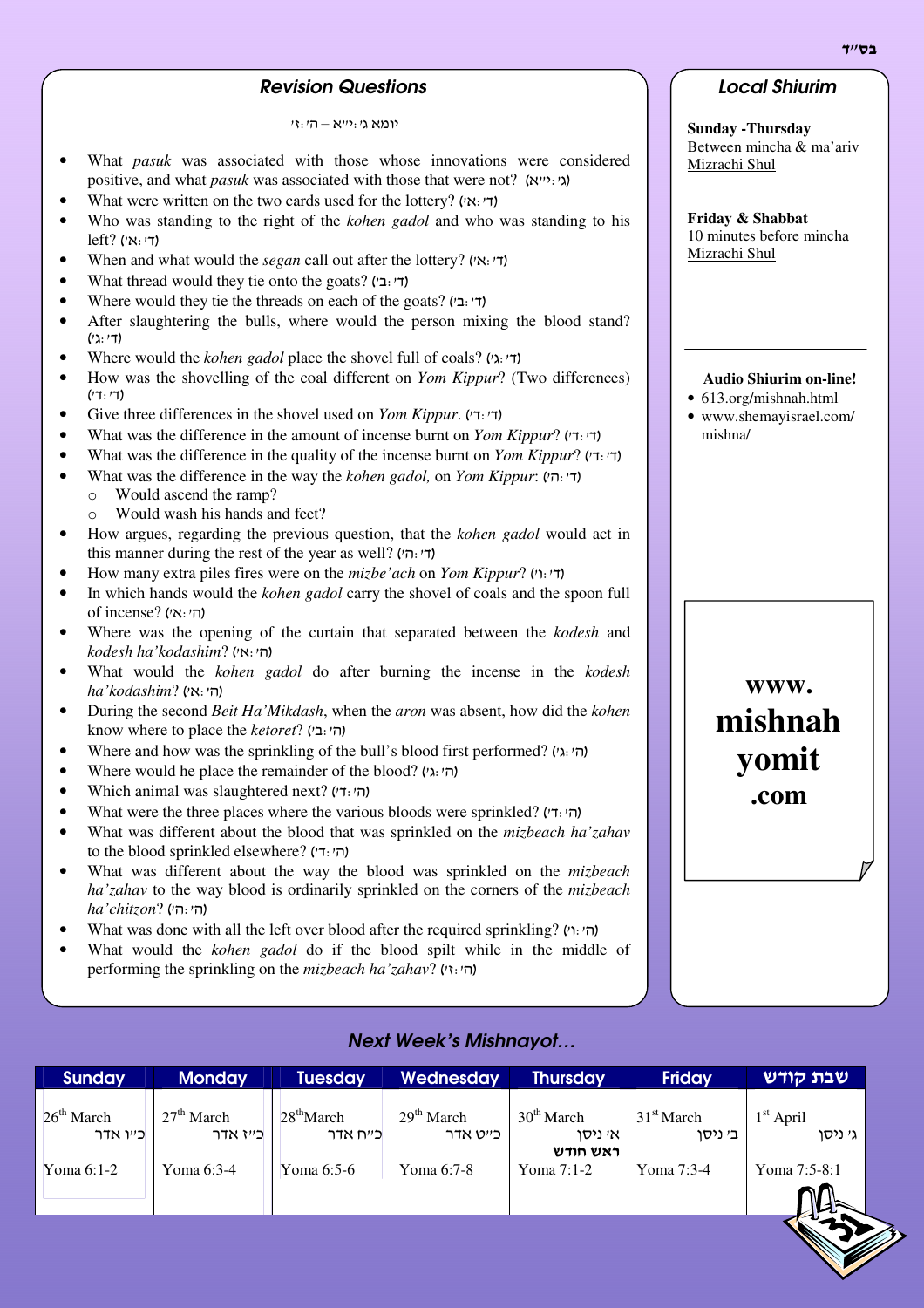בס"ד

## Revision Questions

יומא ג':י"א – ה':ז'

- What *pasuk* was associated with those whose innovations were considered positive, and what *pasuk* was associated with those that were not? (ג':י"א)
- What were written on the two cards used for the lottery? (ד':א')
- Who was standing to the right of the *kohen gadol* and who was standing to his left? (ד':א')
- When and what would the *segan* call out after the lottery? (ד':א')
- What thread would they tie onto the goats? (ד':ב')
- Where would they tie the threads on each of the goats? (ד':ב')
- After slaughtering the bulls, where would the person mixing the blood stand? (ד':ג')
- Where would the *kohen gadol* place the shovel full of coals? (ד':ג')
- How was the shovelling of the coal different on *Yom Kippur*? (Two differences) (ד':ד')
- Give three differences in the shovel used on *Yom Kippur*. (ד':ד')
- What was the difference in the amount of incense burnt on *Yom Kippur*? (ד':ד')
- What was the difference in the quality of the incense burnt on *Yom Kippur*? (ד':ד')
- What was the difference in the way the *kohen gadol,* on *Yom Kippur*: (ד':ה')
  - Would ascend the ramp?
  - Would wash his hands and feet?
- How argues, regarding the previous question, that the *kohen gadol* would act in this manner during the rest of the year as well? (ד':ה')
- How many extra piles fires were on the *mizbe'ach* on *Yom Kippur*? (ד':ו')
- In which hands would the *kohen gadol* carry the shovel of coals and the spoon full of incense? (ה':א')
- Where was the opening of the curtain that separated between the *kodesh* and *kodesh ha'kodashim*? (ה':א')
- What would the *kohen gadol* do after burning the incense in the *kodesh ha'kodashim*? (ה':א')
- During the second *Beit Ha'Mikdash*, when the *aron* was absent, how did the *kohen* know where to place the *ketoret*? (ה':ב')
- Where and how was the sprinkling of the bull's blood first performed? (ה':ג')
- Where would he place the remainder of the blood? (ה':ג')
- Which animal was slaughtered next? (ה':ד')
- What were the three places where the various bloods were sprinkled? (ה':ד')
- What was different about the blood that was sprinkled on the *mizbeach ha'zahav* to the blood sprinkled elsewhere? (ה':ד')
- What was different about the way the blood was sprinkled on the *mizbeach ha'zahav* to the way blood is ordinarily sprinkled on the corners of the *mizbeach ha'chitzon*? (ה':ה')
- What was done with all the left over blood after the required sprinkling? (ה':ו')
- What would the *kohen gadol* do if the blood spilt while in the middle of performing the sprinkling on the *mizbeach ha'zahav*? (ה':ז')

## Local Shiurim

**Sunday -Thursday**
Between mincha & ma'ariv
Mizrachi Shul

**Friday & Shabbat**
10 minutes before mincha
Mizrachi Shul

**Audio Shiurim on-line!**

- 613.org/mishnah.html
- www.shemayisrael.com/mishna/

**www. mishnah yomit .com**

## Next Week's Mishnayot...

| Sunday | Monday | Tuesday | Wednesday | Thursday | Friday | שבת קודש |
|---|---|---|---|---|---|---|
| 26th March כ"ו אדר | 27th March כ"ז אדר | 28th March כ"ח אדר | 29th March כ"ט אדר | 30th March א' ניסן ראש חודש | 31st March ב' ניסן | 1st April ג' ניסן |
| Yoma 6:1-2 | Yoma 6:3-4 | Yoma 6:5-6 | Yoma 6:7-8 | Yoma 7:1-2 | Yoma 7:3-4 | Yoma 7:5-8:1 |